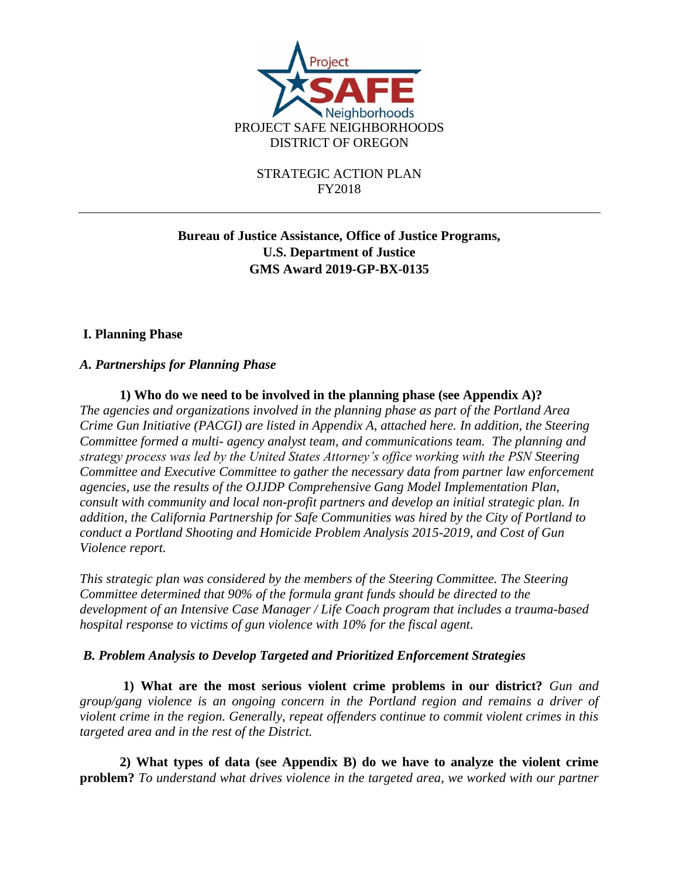PROJECT SAFE NEIGHBORHOODS
DISTRICT OF OREGON

STRATEGIC ACTION PLAN
FY2018

---

**Bureau of Justice Assistance, Office of Justice Programs,**
**U.S. Department of Justice**
**GMS Award 2019-GP-BX-0135**

## I. Planning Phase

### *A. Partnerships for Planning Phase*

**1) Who do we need to be involved in the planning phase (see Appendix A)?**
*The agencies and organizations involved in the planning phase as part of the Portland Area Crime Gun Initiative (PACGI) are listed in Appendix A, attached here. In addition, the Steering Committee formed a multi- agency analyst team, and communications team. The planning and strategy process was led by the United States Attorney's office working with the PSN Steering Committee and Executive Committee to gather the necessary data from partner law enforcement agencies, use the results of the OJJDP Comprehensive Gang Model Implementation Plan, consult with community and local non-profit partners and develop an initial strategic plan. In addition, the California Partnership for Safe Communities was hired by the City of Portland to conduct a Portland Shooting and Homicide Problem Analysis 2015-2019, and Cost of Gun Violence report.*

*This strategic plan was considered by the members of the Steering Committee. The Steering Committee determined that 90% of the formula grant funds should be directed to the development of an Intensive Case Manager / Life Coach program that includes a trauma-based hospital response to victims of gun violence with 10% for the fiscal agent.*

### *B. Problem Analysis to Develop Targeted and Prioritized Enforcement Strategies*

**1) What are the most serious violent crime problems in our district?** *Gun and group/gang violence is an ongoing concern in the Portland region and remains a driver of violent crime in the region. Generally, repeat offenders continue to commit violent crimes in this targeted area and in the rest of the District.*

**2) What types of data (see Appendix B) do we have to analyze the violent crime problem?** *To understand what drives violence in the targeted area, we worked with our partner*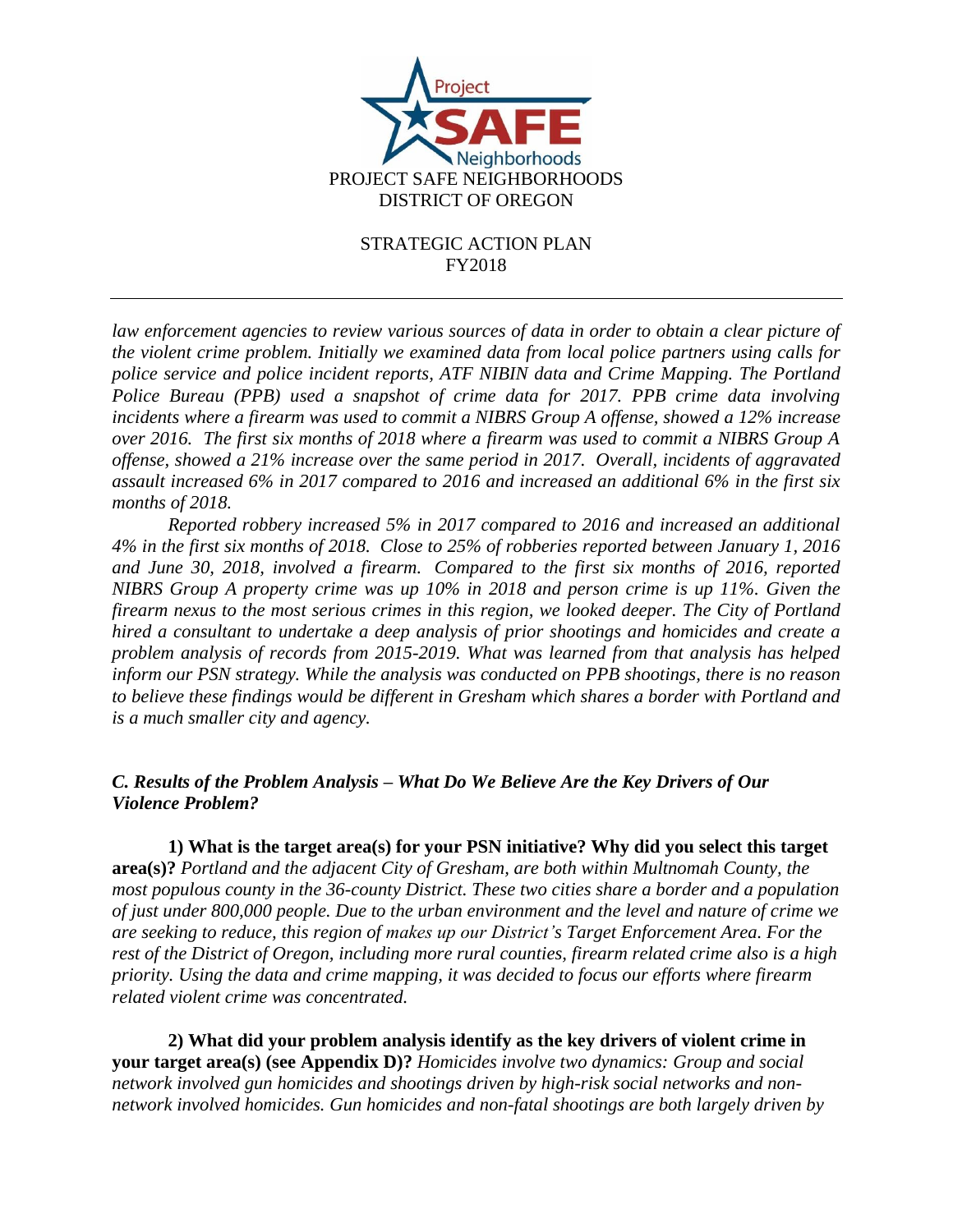*law enforcement agencies to review various sources of data in order to obtain a clear picture of the violent crime problem. Initially we examined data from local police partners using calls for police service and police incident reports, ATF NIBIN data and Crime Mapping. The Portland Police Bureau (PPB) used a snapshot of crime data for 2017. PPB crime data involving incidents where a firearm was used to commit a NIBRS Group A offense, showed a 12% increase over 2016. The first six months of 2018 where a firearm was used to commit a NIBRS Group A offense, showed a 21% increase over the same period in 2017. Overall, incidents of aggravated assault increased 6% in 2017 compared to 2016 and increased an additional 6% in the first six months of 2018.*

*Reported robbery increased 5% in 2017 compared to 2016 and increased an additional 4% in the first six months of 2018. Close to 25% of robberies reported between January 1, 2016 and June 30, 2018, involved a firearm. Compared to the first six months of 2016, reported NIBRS Group A property crime was up 10% in 2018 and person crime is up 11%. Given the firearm nexus to the most serious crimes in this region, we looked deeper. The City of Portland hired a consultant to undertake a deep analysis of prior shootings and homicides and create a problem analysis of records from 2015-2019. What was learned from that analysis has helped inform our PSN strategy. While the analysis was conducted on PPB shootings, there is no reason to believe these findings would be different in Gresham which shares a border with Portland and is a much smaller city and agency.*

### *C. Results of the Problem Analysis – What Do We Believe Are the Key Drivers of Our Violence Problem?*

**1) What is the target area(s) for your PSN initiative? Why did you select this target area(s)?** *Portland and the adjacent City of Gresham, are both within Multnomah County, the most populous county in the 36-county District. These two cities share a border and a population of just under 800,000 people. Due to the urban environment and the level and nature of crime we are seeking to reduce, this region of makes up our District's Target Enforcement Area. For the rest of the District of Oregon, including more rural counties, firearm related crime also is a high priority. Using the data and crime mapping, it was decided to focus our efforts where firearm related violent crime was concentrated.*

**2) What did your problem analysis identify as the key drivers of violent crime in your target area(s) (see Appendix D)?** *Homicides involve two dynamics: Group and social network involved gun homicides and shootings driven by high-risk social networks and non-network involved homicides. Gun homicides and non-fatal shootings are both largely driven by*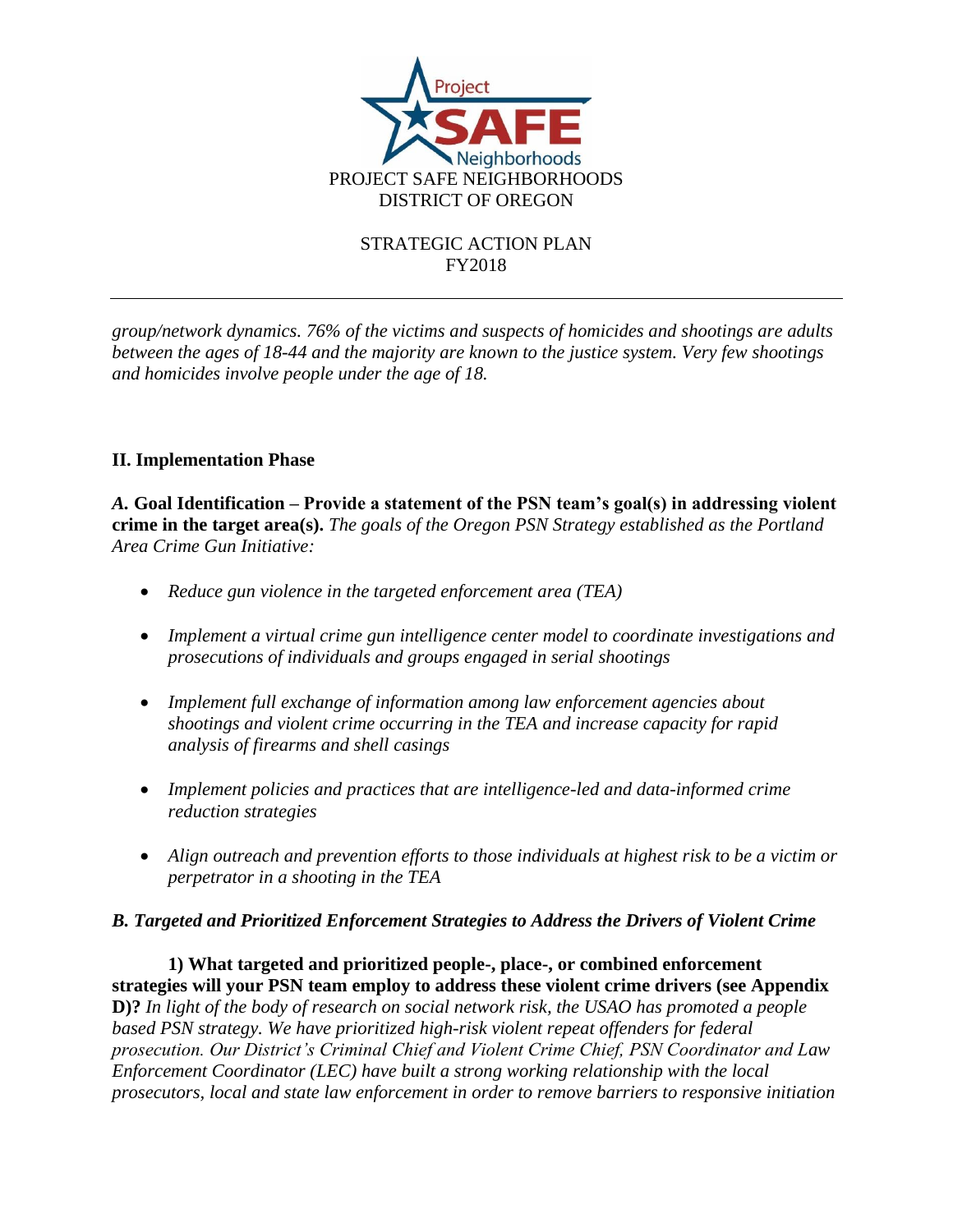*group/network dynamics. 76% of the victims and suspects of homicides and shootings are adults between the ages of 18-44 and the majority are known to the justice system. Very few shootings and homicides involve people under the age of 18.*

## II. Implementation Phase

***A.* Goal Identification – Provide a statement of the PSN team's goal(s) in addressing violent crime in the target area(s).** *The goals of the Oregon PSN Strategy established as the Portland Area Crime Gun Initiative:*

- *Reduce gun violence in the targeted enforcement area (TEA)*
- *Implement a virtual crime gun intelligence center model to coordinate investigations and prosecutions of individuals and groups engaged in serial shootings*
- *Implement full exchange of information among law enforcement agencies about shootings and violent crime occurring in the TEA and increase capacity for rapid analysis of firearms and shell casings*
- *Implement policies and practices that are intelligence-led and data-informed crime reduction strategies*
- *Align outreach and prevention efforts to those individuals at highest risk to be a victim or perpetrator in a shooting in the TEA*

### *B. Targeted and Prioritized Enforcement Strategies to Address the Drivers of Violent Crime*

**1) What targeted and prioritized people-, place-, or combined enforcement strategies will your PSN team employ to address these violent crime drivers (see Appendix D)?** *In light of the body of research on social network risk, the USAO has promoted a people based PSN strategy. We have prioritized high-risk violent repeat offenders for federal prosecution. Our District's Criminal Chief and Violent Crime Chief, PSN Coordinator and Law Enforcement Coordinator (LEC) have built a strong working relationship with the local prosecutors, local and state law enforcement in order to remove barriers to responsive initiation*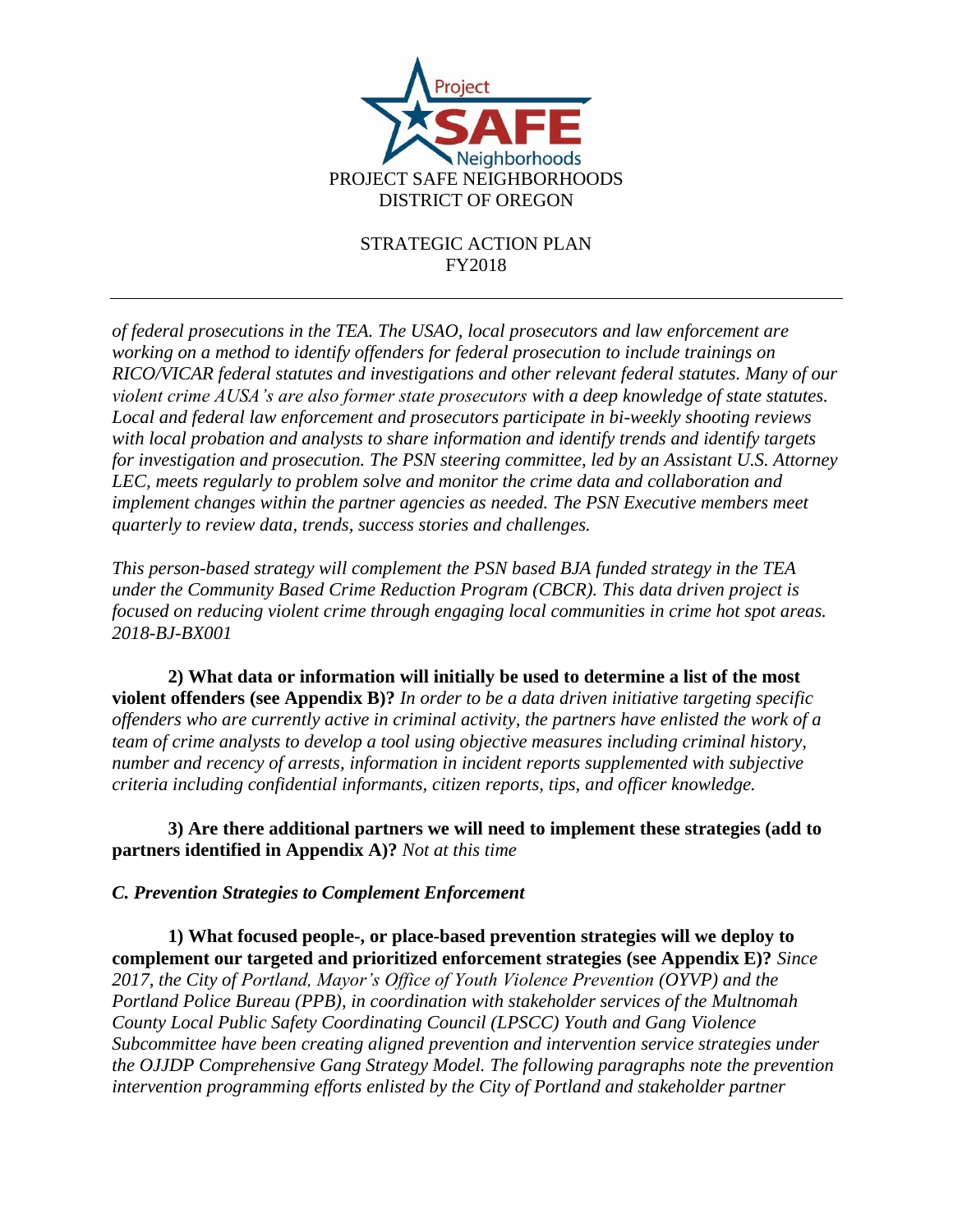*of federal prosecutions in the TEA. The USAO, local prosecutors and law enforcement are working on a method to identify offenders for federal prosecution to include trainings on RICO/VICAR federal statutes and investigations and other relevant federal statutes. Many of our violent crime AUSA's are also former state prosecutors with a deep knowledge of state statutes. Local and federal law enforcement and prosecutors participate in bi-weekly shooting reviews with local probation and analysts to share information and identify trends and identify targets for investigation and prosecution. The PSN steering committee, led by an Assistant U.S. Attorney LEC, meets regularly to problem solve and monitor the crime data and collaboration and implement changes within the partner agencies as needed. The PSN Executive members meet quarterly to review data, trends, success stories and challenges.*

*This person-based strategy will complement the PSN based BJA funded strategy in the TEA under the Community Based Crime Reduction Program (CBCR). This data driven project is focused on reducing violent crime through engaging local communities in crime hot spot areas. 2018-BJ-BX001*

**2) What data or information will initially be used to determine a list of the most violent offenders (see Appendix B)?** *In order to be a data driven initiative targeting specific offenders who are currently active in criminal activity, the partners have enlisted the work of a team of crime analysts to develop a tool using objective measures including criminal history, number and recency of arrests, information in incident reports supplemented with subjective criteria including confidential informants, citizen reports, tips, and officer knowledge.*

**3) Are there additional partners we will need to implement these strategies (add to partners identified in Appendix A)?** *Not at this time*

***C. Prevention Strategies to Complement Enforcement***

**1) What focused people-, or place-based prevention strategies will we deploy to complement our targeted and prioritized enforcement strategies (see Appendix E)?** *Since 2017, the City of Portland, Mayor's Office of Youth Violence Prevention (OYVP) and the Portland Police Bureau (PPB), in coordination with stakeholder services of the Multnomah County Local Public Safety Coordinating Council (LPSCC) Youth and Gang Violence Subcommittee have been creating aligned prevention and intervention service strategies under the OJJDP Comprehensive Gang Strategy Model. The following paragraphs note the prevention intervention programming efforts enlisted by the City of Portland and stakeholder partner*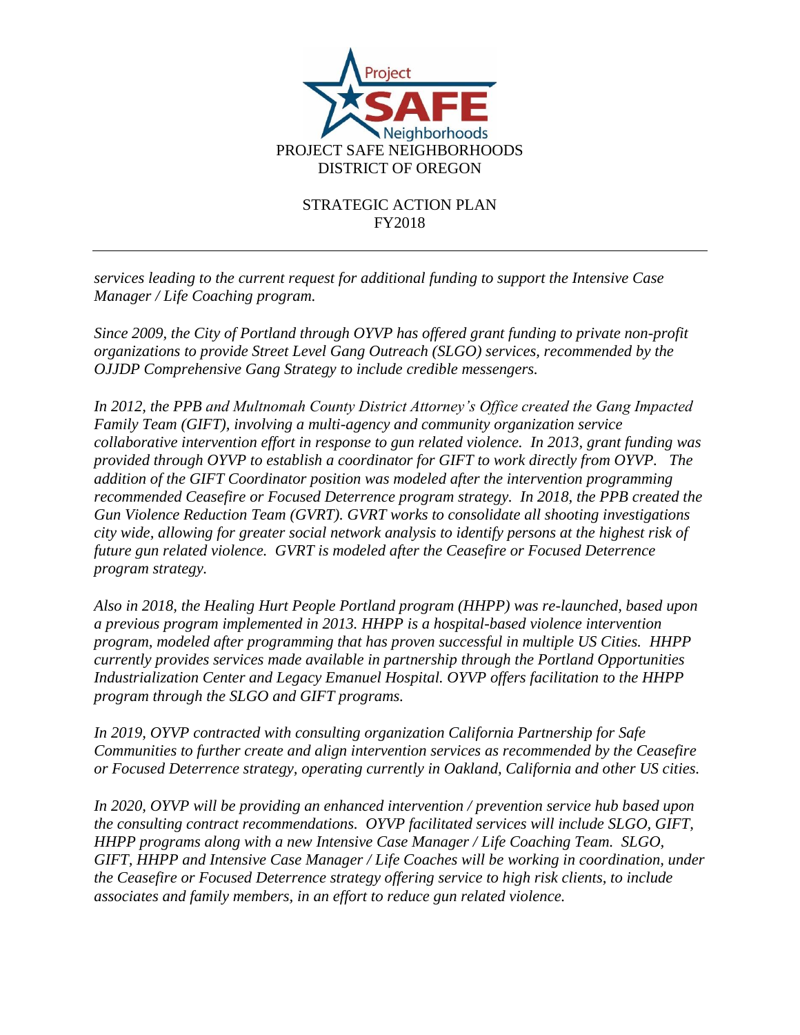*services leading to the current request for additional funding to support the Intensive Case Manager / Life Coaching program.*

*Since 2009, the City of Portland through OYVP has offered grant funding to private non-profit organizations to provide Street Level Gang Outreach (SLGO) services, recommended by the OJJDP Comprehensive Gang Strategy to include credible messengers.*

*In 2012, the PPB and Multnomah County District Attorney's Office created the Gang Impacted Family Team (GIFT), involving a multi-agency and community organization service collaborative intervention effort in response to gun related violence. In 2013, grant funding was provided through OYVP to establish a coordinator for GIFT to work directly from OYVP. The addition of the GIFT Coordinator position was modeled after the intervention programming recommended Ceasefire or Focused Deterrence program strategy. In 2018, the PPB created the Gun Violence Reduction Team (GVRT). GVRT works to consolidate all shooting investigations city wide, allowing for greater social network analysis to identify persons at the highest risk of future gun related violence. GVRT is modeled after the Ceasefire or Focused Deterrence program strategy.*

*Also in 2018, the Healing Hurt People Portland program (HHPP) was re-launched, based upon a previous program implemented in 2013. HHPP is a hospital-based violence intervention program, modeled after programming that has proven successful in multiple US Cities. HHPP currently provides services made available in partnership through the Portland Opportunities Industrialization Center and Legacy Emanuel Hospital. OYVP offers facilitation to the HHPP program through the SLGO and GIFT programs.*

*In 2019, OYVP contracted with consulting organization California Partnership for Safe Communities to further create and align intervention services as recommended by the Ceasefire or Focused Deterrence strategy, operating currently in Oakland, California and other US cities.*

*In 2020, OYVP will be providing an enhanced intervention / prevention service hub based upon the consulting contract recommendations. OYVP facilitated services will include SLGO, GIFT, HHPP programs along with a new Intensive Case Manager / Life Coaching Team. SLGO, GIFT, HHPP and Intensive Case Manager / Life Coaches will be working in coordination, under the Ceasefire or Focused Deterrence strategy offering service to high risk clients, to include associates and family members, in an effort to reduce gun related violence.*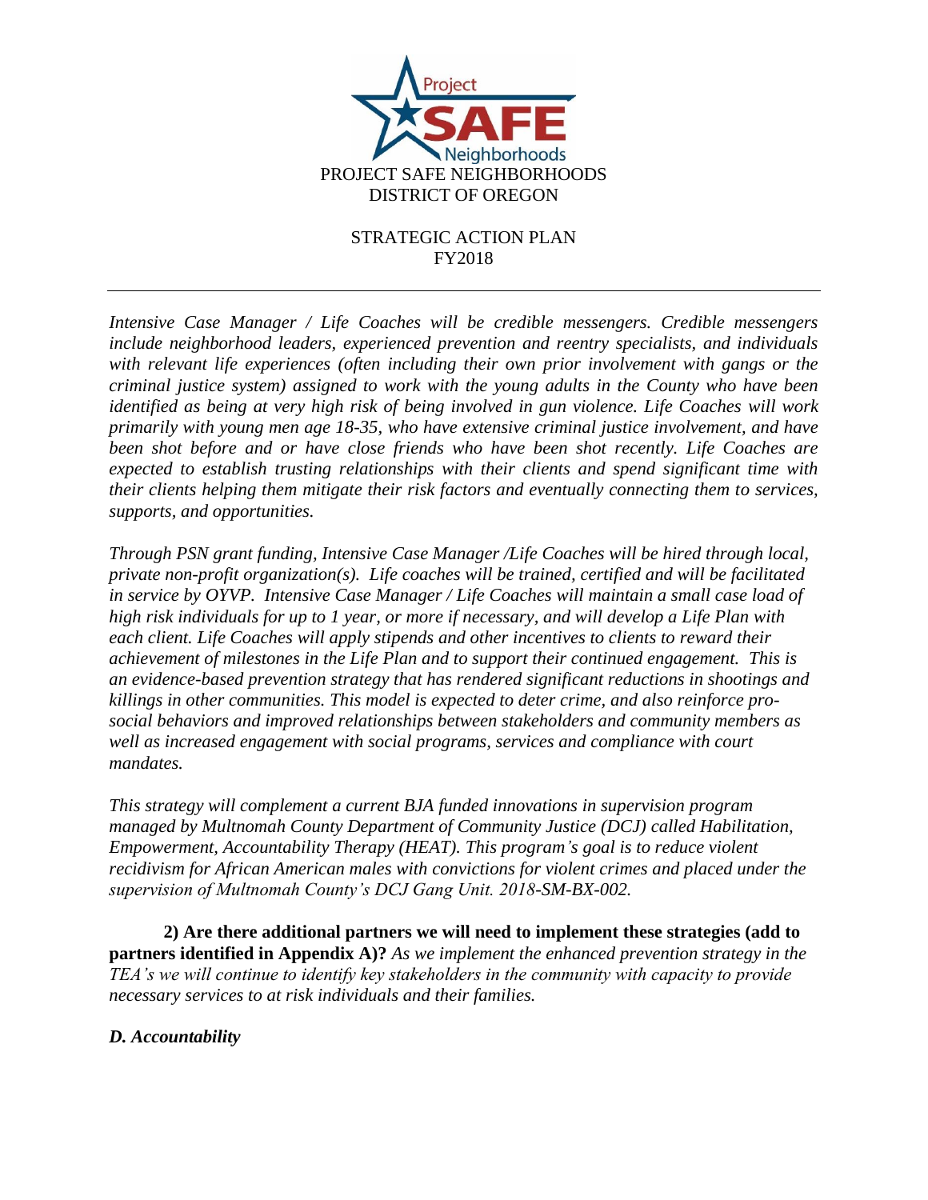Intensive Case Manager / Life Coaches will be credible messengers. Credible messengers include neighborhood leaders, experienced prevention and reentry specialists, and individuals with relevant life experiences (often including their own prior involvement with gangs or the criminal justice system) assigned to work with the young adults in the County who have been identified as being at very high risk of being involved in gun violence. Life Coaches will work primarily with young men age 18-35, who have extensive criminal justice involvement, and have been shot before and or have close friends who have been shot recently. Life Coaches are expected to establish trusting relationships with their clients and spend significant time with their clients helping them mitigate their risk factors and eventually connecting them to services, supports, and opportunities.*

*Through PSN grant funding, Intensive Case Manager /Life Coaches will be hired through local, private non-profit organization(s). Life coaches will be trained, certified and will be facilitated in service by OYVP. Intensive Case Manager / Life Coaches will maintain a small case load of high risk individuals for up to 1 year, or more if necessary, and will develop a Life Plan with each client. Life Coaches will apply stipends and other incentives to clients to reward their achievement of milestones in the Life Plan and to support their continued engagement. This is an evidence-based prevention strategy that has rendered significant reductions in shootings and killings in other communities. This model is expected to deter crime, and also reinforce pro-social behaviors and improved relationships between stakeholders and community members as well as increased engagement with social programs, services and compliance with court mandates.*

*This strategy will complement a current BJA funded innovations in supervision program managed by Multnomah County Department of Community Justice (DCJ) called Habilitation, Empowerment, Accountability Therapy (HEAT). This program's goal is to reduce violent recidivism for African American males with convictions for violent crimes and placed under the supervision of Multnomah County's DCJ Gang Unit. 2018-SM-BX-002.*

**2) Are there additional partners we will need to implement these strategies (add to partners identified in Appendix A)?** *As we implement the enhanced prevention strategy in the TEA's we will continue to identify key stakeholders in the community with capacity to provide necessary services to at risk individuals and their families.*

***D. Accountability***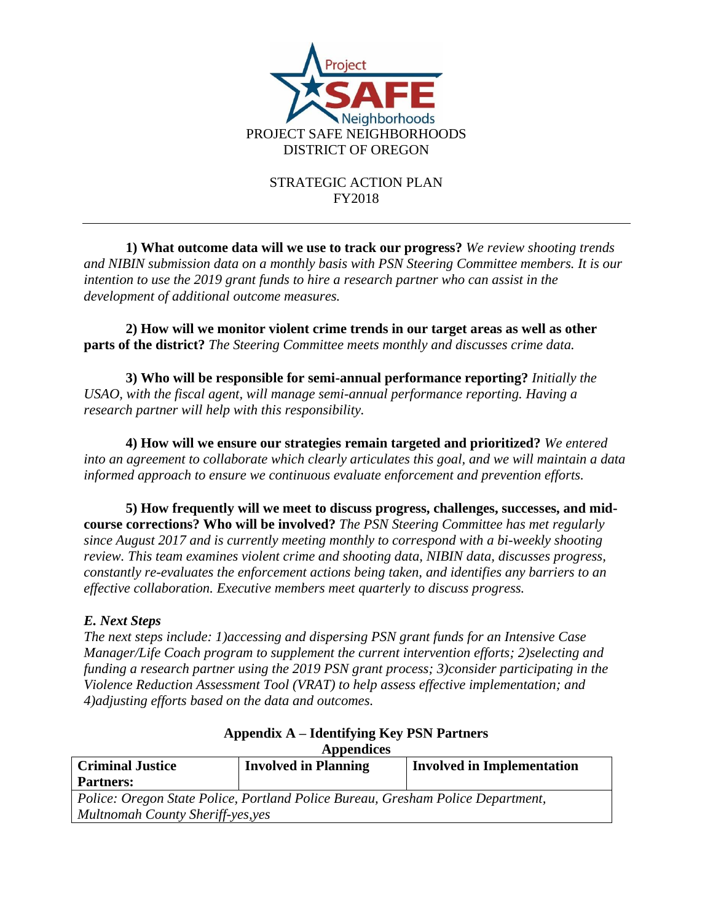PROJECT SAFE NEIGHBORHOODS
DISTRICT OF OREGON

STRATEGIC ACTION PLAN
FY2018

---

**1) What outcome data will we use to track our progress?** *We review shooting trends and NIBIN submission data on a monthly basis with PSN Steering Committee members. It is our intention to use the 2019 grant funds to hire a research partner who can assist in the development of additional outcome measures.*

**2) How will we monitor violent crime trends in our target areas as well as other parts of the district?** *The Steering Committee meets monthly and discusses crime data.*

**3) Who will be responsible for semi-annual performance reporting?** *Initially the USAO, with the fiscal agent, will manage semi-annual performance reporting. Having a research partner will help with this responsibility.*

**4) How will we ensure our strategies remain targeted and prioritized?** *We entered into an agreement to collaborate which clearly articulates this goal, and we will maintain a data informed approach to ensure we continuous evaluate enforcement and prevention efforts.*

**5) How frequently will we meet to discuss progress, challenges, successes, and mid-course corrections? Who will be involved?** *The PSN Steering Committee has met regularly since August 2017 and is currently meeting monthly to correspond with a bi-weekly shooting review. This team examines violent crime and shooting data, NIBIN data, discusses progress, constantly re-evaluates the enforcement actions being taken, and identifies any barriers to an effective collaboration. Executive members meet quarterly to discuss progress.*

### *E. Next Steps*

*The next steps include: 1)accessing and dispersing PSN grant funds for an Intensive Case Manager/Life Coach program to supplement the current intervention efforts; 2)selecting and funding a research partner using the 2019 PSN grant process; 3)consider participating in the Violence Reduction Assessment Tool (VRAT) to help assess effective implementation; and 4)adjusting efforts based on the data and outcomes.*

## Appendix A – Identifying Key PSN Partners

**Appendices**

| Criminal Justice Partners: | Involved in Planning | Involved in Implementation |
| --- | --- | --- |
| *Police: Oregon State Police, Portland Police Bureau, Gresham Police Department, Multnomah County Sheriff-yes,yes* | | |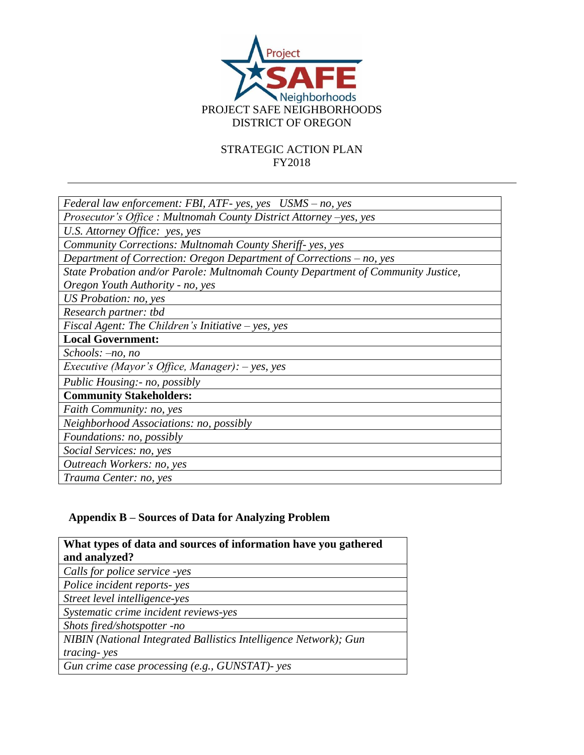PROJECT SAFE NEIGHBORHOODS
DISTRICT OF OREGON

STRATEGIC ACTION PLAN
FY2018

---

| |
|---|
| *Federal law enforcement: FBI, ATF- yes, yes   USMS – no, yes* |
| *Prosecutor's Office : Multnomah County District Attorney –yes, yes* |
| *U.S. Attorney Office:  yes, yes* |
| *Community Corrections: Multnomah County Sheriff- yes, yes* |
| *Department of Correction: Oregon Department of Corrections – no, yes* |
| *State Probation and/or Parole: Multnomah County Department of Community Justice, Oregon Youth Authority - no, yes* |
| *US Probation: no, yes* |
| *Research partner: tbd* |
| *Fiscal Agent: The Children's Initiative – yes, yes* |
| **Local Government:** |
| *Schools: –no, no* |
| *Executive (Mayor's Office, Manager): – yes, yes* |
| *Public Housing:- no, possibly* |
| **Community Stakeholders:** |
| *Faith Community: no, yes* |
| *Neighborhood Associations: no, possibly* |
| *Foundations: no, possibly* |
| *Social Services: no, yes* |
| *Outreach Workers: no, yes* |
| *Trauma Center: no, yes* |

## Appendix B – Sources of Data for Analyzing Problem

| What types of data and sources of information have you gathered and analyzed? |
|---|
| *Calls for police service -yes* |
| *Police incident reports- yes* |
| *Street level intelligence-yes* |
| *Systematic crime incident reviews-yes* |
| *Shots fired/shotspotter -no* |
| *NIBIN (National Integrated Ballistics Intelligence Network); Gun tracing- yes* |
| *Gun crime case processing (e.g., GUNSTAT)- yes* |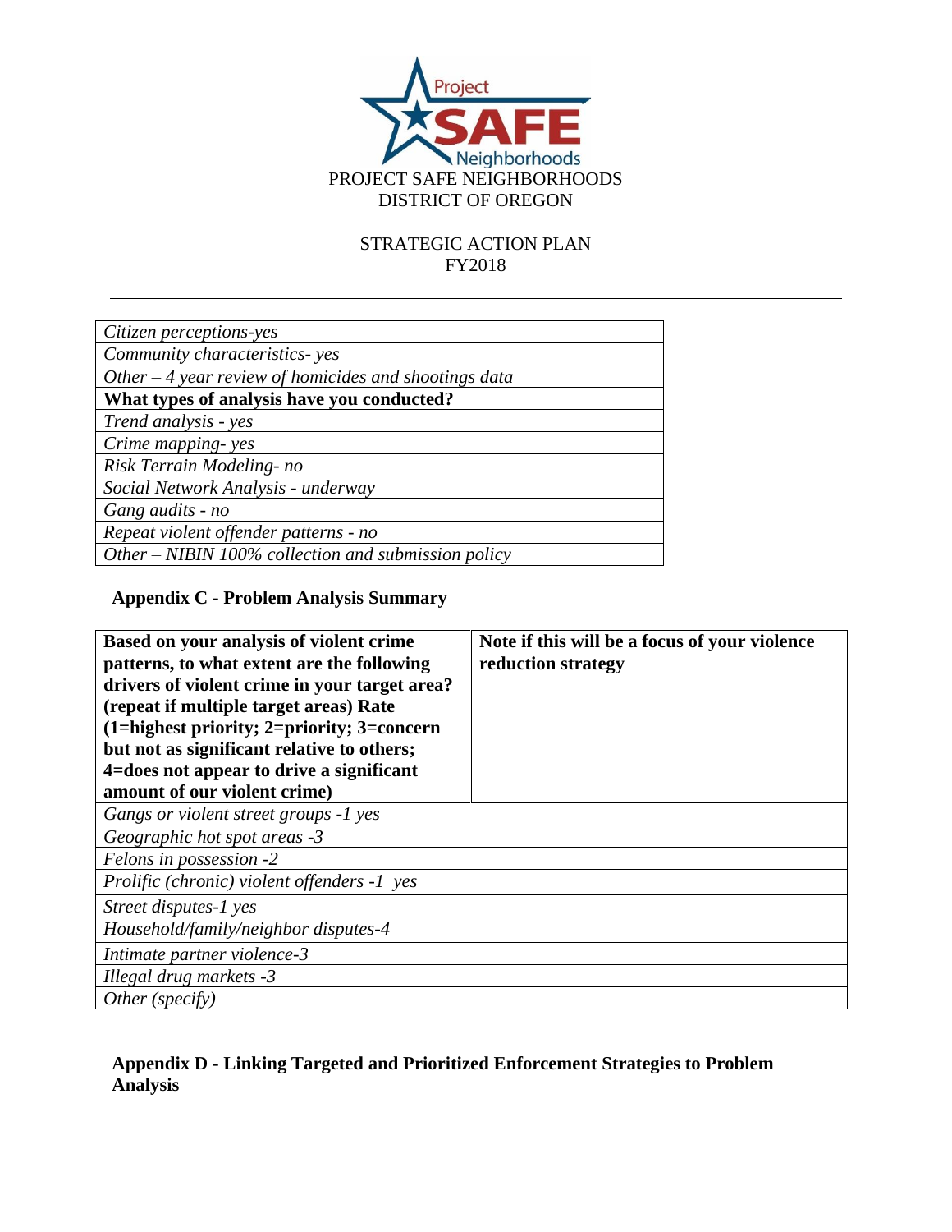PROJECT SAFE NEIGHBORHOODS
DISTRICT OF OREGON

STRATEGIC ACTION PLAN
FY2018

---

| *Citizen perceptions-yes* |
|---|
| *Community characteristics- yes* |
| *Other – 4 year review of homicides and shootings data* |
| **What types of analysis have you conducted?** |
| *Trend analysis - yes* |
| *Crime mapping- yes* |
| *Risk Terrain Modeling- no* |
| *Social Network Analysis - underway* |
| *Gang audits - no* |
| *Repeat violent offender patterns - no* |
| *Other – NIBIN 100% collection and submission policy* |

**Appendix C - Problem Analysis Summary**

| **Based on your analysis of violent crime patterns, to what extent are the following drivers of violent crime in your target area? (repeat if multiple target areas) Rate (1=highest priority; 2=priority; 3=concern but not as significant relative to others; 4=does not appear to drive a significant amount of our violent crime)** | **Note if this will be a focus of your violence reduction strategy** |
|---|---|
| *Gangs or violent street groups -1 yes* | |
| *Geographic hot spot areas -3* | |
| *Felons in possession -2* | |
| *Prolific (chronic) violent offenders -1 yes* | |
| *Street disputes-1 yes* | |
| *Household/family/neighbor disputes-4* | |
| *Intimate partner violence-3* | |
| *Illegal drug markets -3* | |
| *Other (specify)* | |

**Appendix D - Linking Targeted and Prioritized Enforcement Strategies to Problem Analysis**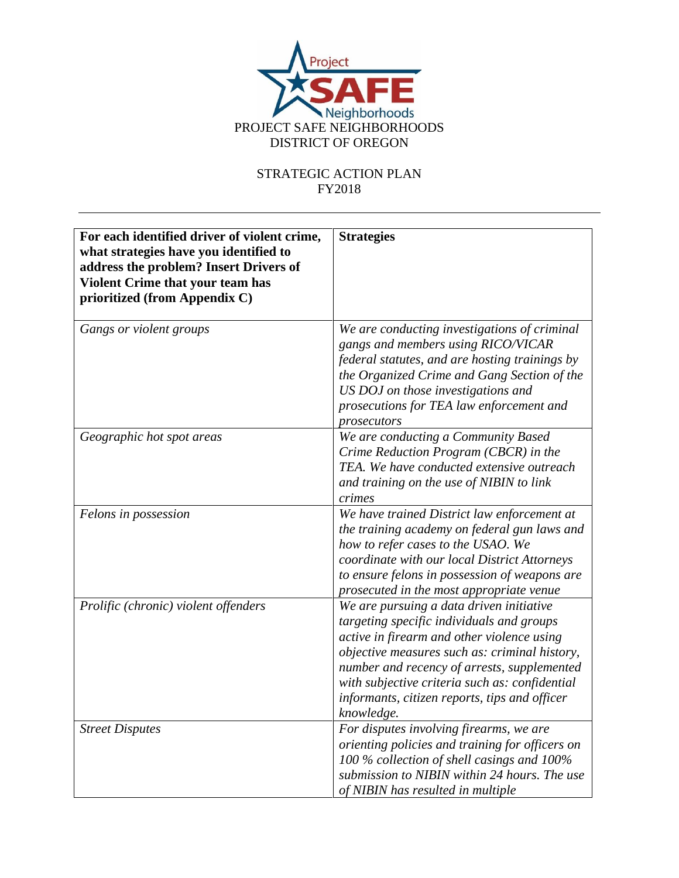PROJECT SAFE NEIGHBORHOODS
DISTRICT OF OREGON

STRATEGIC ACTION PLAN
FY2018

---

| **For each identified driver of violent crime, what strategies have you identified to address the problem? Insert Drivers of Violent Crime that your team has prioritized (from Appendix C)** | **Strategies** |
|---|---|
| *Gangs or violent groups* | *We are conducting investigations of criminal gangs and members using RICO/VICAR federal statutes, and are hosting trainings by the Organized Crime and Gang Section of the US DOJ on those investigations and prosecutions for TEA law enforcement and prosecutors* |
| *Geographic hot spot areas* | *We are conducting a Community Based Crime Reduction Program (CBCR) in the TEA. We have conducted extensive outreach and training on the use of NIBIN to link crimes* |
| *Felons in possession* | *We have trained District law enforcement at the training academy on federal gun laws and how to refer cases to the USAO. We coordinate with our local District Attorneys to ensure felons in possession of weapons are prosecuted in the most appropriate venue* |
| *Prolific (chronic) violent offenders* | *We are pursuing a data driven initiative targeting specific individuals and groups active in firearm and other violence using objective measures such as: criminal history, number and recency of arrests, supplemented with subjective criteria such as: confidential informants, citizen reports, tips and officer knowledge.* |
| *Street Disputes* | *For disputes involving firearms, we are orienting policies and training for officers on 100 % collection of shell casings and 100% submission to NIBIN within 24 hours. The use of NIBIN has resulted in multiple* |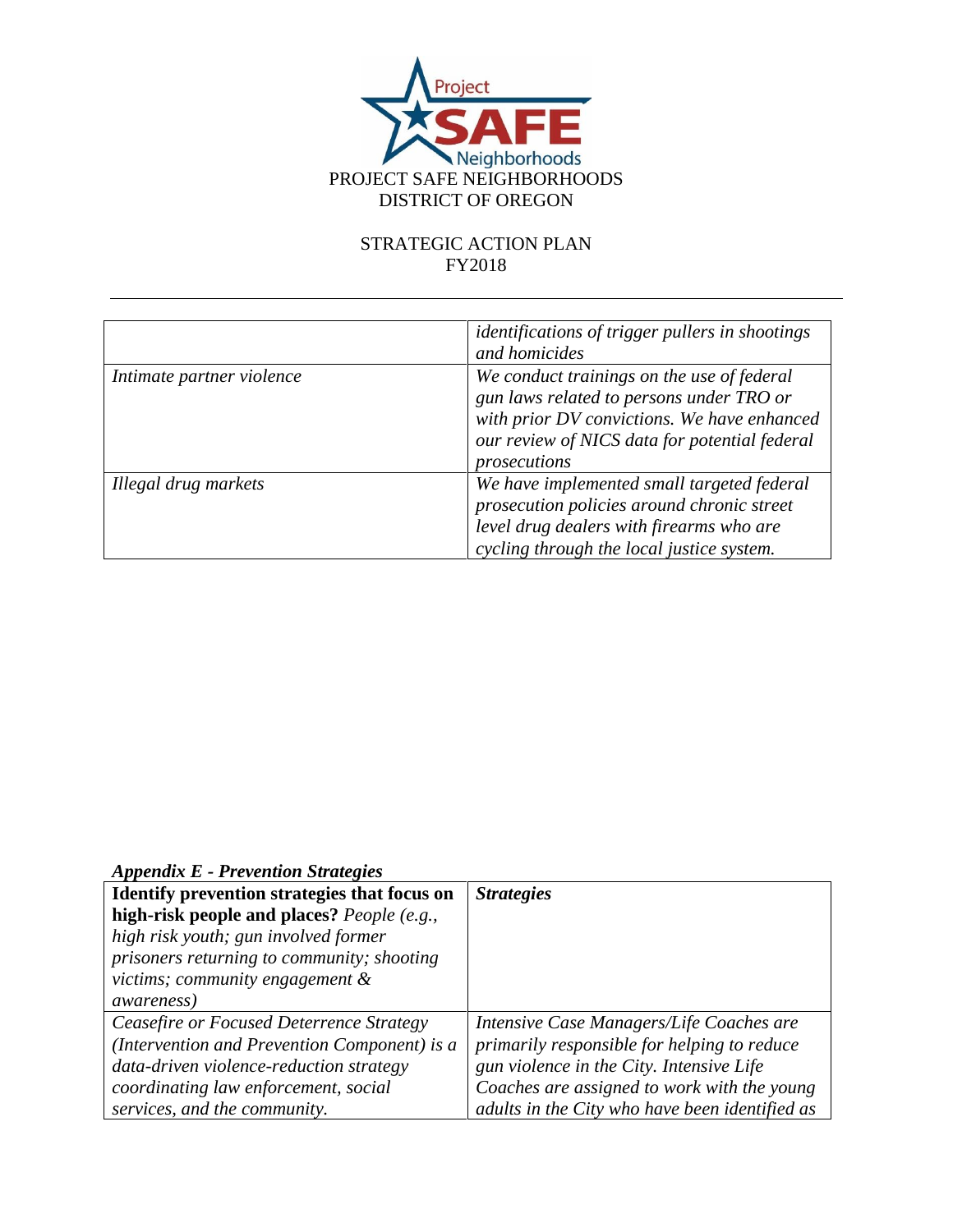| | |
|---|---|
| | *identifications of trigger pullers in shootings and homicides* |
| *Intimate partner violence* | *We conduct trainings on the use of federal gun laws related to persons under TRO or with prior DV convictions. We have enhanced our review of NICS data for potential federal prosecutions* |
| *Illegal drug markets* | *We have implemented small targeted federal prosecution policies around chronic street level drug dealers with firearms who are cycling through the local justice system.* |

***Appendix E - Prevention Strategies***

| **Identify prevention strategies that focus on high-risk people and places?** *People (e.g., high risk youth; gun involved former prisoners returning to community; shooting victims; community engagement & awareness)* | ***Strategies*** |
|---|---|
| *Ceasefire or Focused Deterrence Strategy (Intervention and Prevention Component) is a data-driven violence-reduction strategy coordinating law enforcement, social services, and the community.* | *Intensive Case Managers/Life Coaches are primarily responsible for helping to reduce gun violence in the City. Intensive Life Coaches are assigned to work with the young adults in the City who have been identified as* |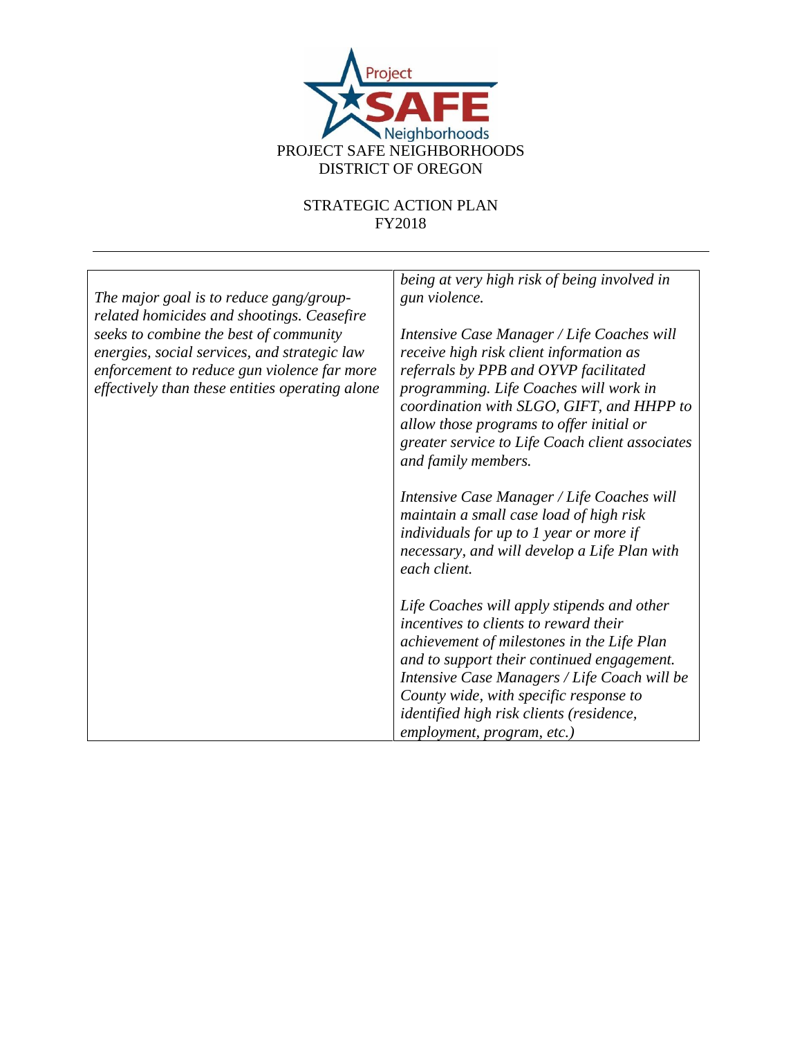PROJECT SAFE NEIGHBORHOODS
DISTRICT OF OREGON

STRATEGIC ACTION PLAN
FY2018

| | |
|---|---|
| *The major goal is to reduce gang/group-related homicides and shootings. Ceasefire seeks to combine the best of community energies, social services, and strategic law enforcement to reduce gun violence far more effectively than these entities operating alone* | *being at very high risk of being involved in gun violence.*<br><br>*Intensive Case Manager / Life Coaches will receive high risk client information as referrals by PPB and OYVP facilitated programming. Life Coaches will work in coordination with SLGO, GIFT, and HHPP to allow those programs to offer initial or greater service to Life Coach client associates and family members.*<br><br>*Intensive Case Manager / Life Coaches will maintain a small case load of high risk individuals for up to 1 year or more if necessary, and will develop a Life Plan with each client.*<br><br>*Life Coaches will apply stipends and other incentives to clients to reward their achievement of milestones in the Life Plan and to support their continued engagement. Intensive Case Managers / Life Coach will be County wide, with specific response to identified high risk clients (residence, employment, program, etc.)* |